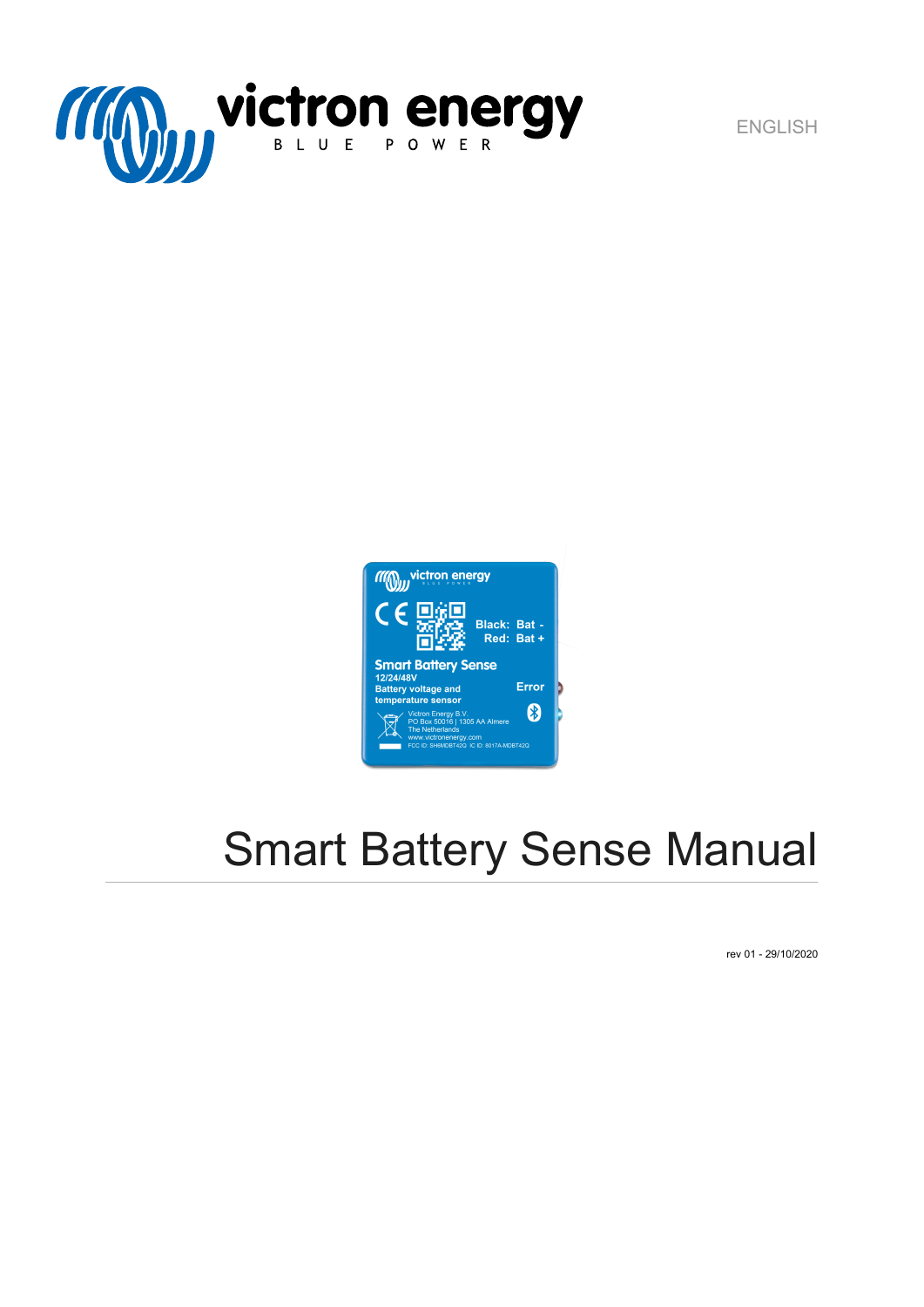ENGLISH

# Smart Battery Sense Manual

rev 01 - 29/10/2020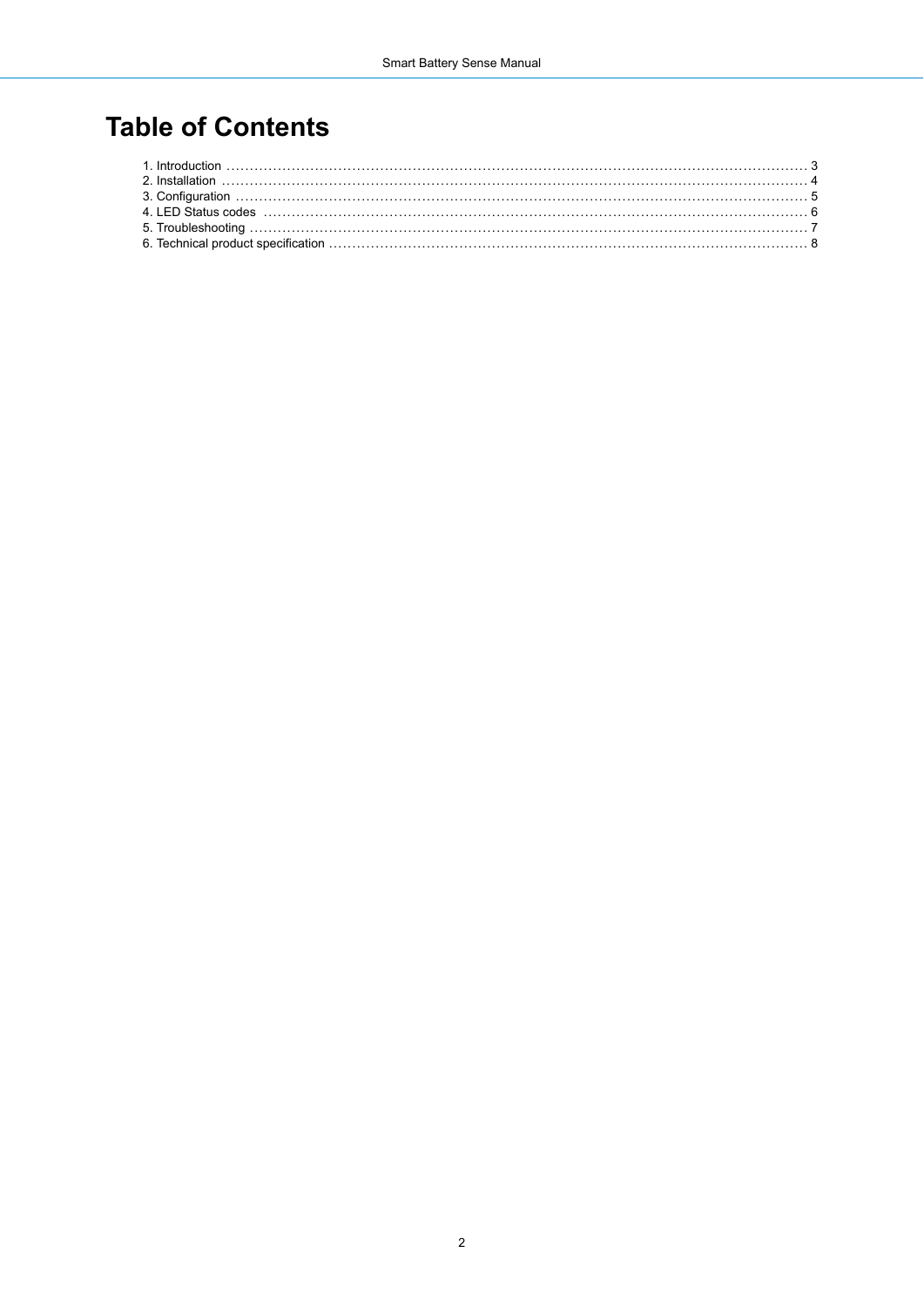# Table of Contents

1. Introduction ..... 3
2. Installation ..... 4
3. Configuration ..... 5
4. LED Status codes ..... 6
5. Troubleshooting ..... 7
6. Technical product specification ..... 8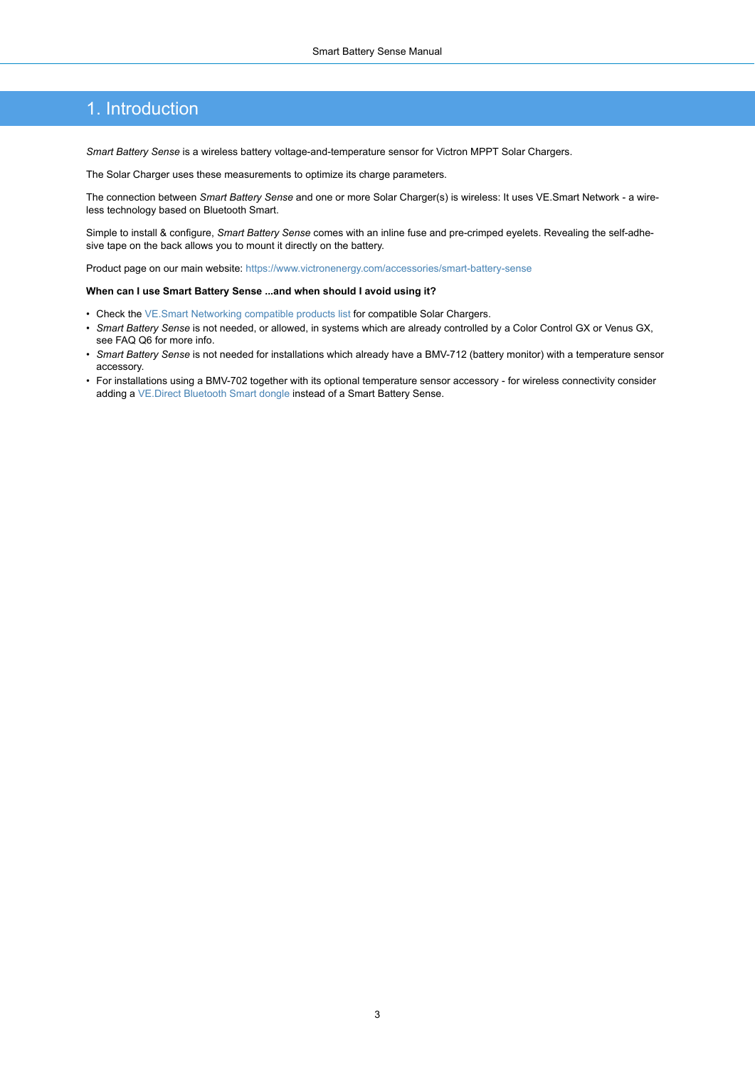# 1. Introduction

*Smart Battery Sense* is a wireless battery voltage-and-temperature sensor for Victron MPPT Solar Chargers.

The Solar Charger uses these measurements to optimize its charge parameters.

The connection between *Smart Battery Sense* and one or more Solar Charger(s) is wireless: It uses VE.Smart Network - a wireless technology based on Bluetooth Smart.

Simple to install & configure, *Smart Battery Sense* comes with an inline fuse and pre-crimped eyelets. Revealing the self-adhesive tape on the back allows you to mount it directly on the battery.

Product page on our main website: https://www.victronenergy.com/accessories/smart-battery-sense

**When can I use Smart Battery Sense ...and when should I avoid using it?**

- Check the VE.Smart Networking compatible products list for compatible Solar Chargers.
- *Smart Battery Sense* is not needed, or allowed, in systems which are already controlled by a Color Control GX or Venus GX, see FAQ Q6 for more info.
- *Smart Battery Sense* is not needed for installations which already have a BMV-712 (battery monitor) with a temperature sensor accessory.
- For installations using a BMV-702 together with its optional temperature sensor accessory - for wireless connectivity consider adding a VE.Direct Bluetooth Smart dongle instead of a Smart Battery Sense.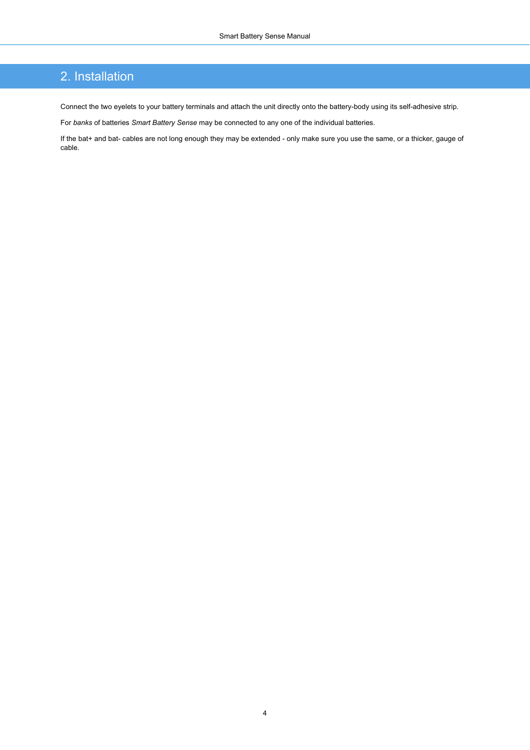# 2. Installation

Connect the two eyelets to your battery terminals and attach the unit directly onto the battery-body using its self-adhesive strip.

For *banks* of batteries *Smart Battery Sense* may be connected to any one of the individual batteries.

If the bat+ and bat- cables are not long enough they may be extended - only make sure you use the same, or a thicker, gauge of cable.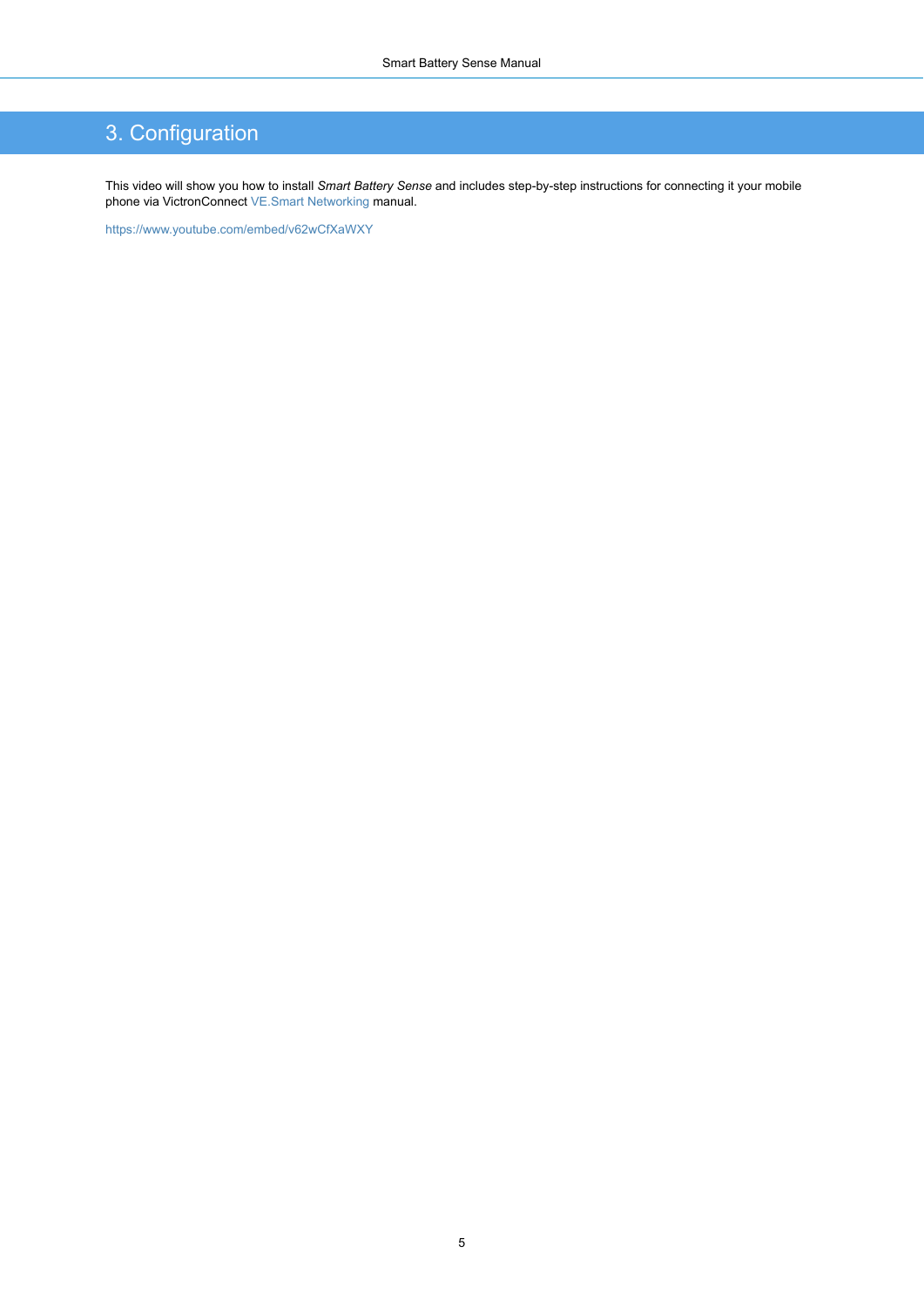# 3. Configuration

This video will show you how to install *Smart Battery Sense* and includes step-by-step instructions for connecting it your mobile phone via VictronConnect VE.Smart Networking manual.

https://www.youtube.com/embed/v62wCfXaWXY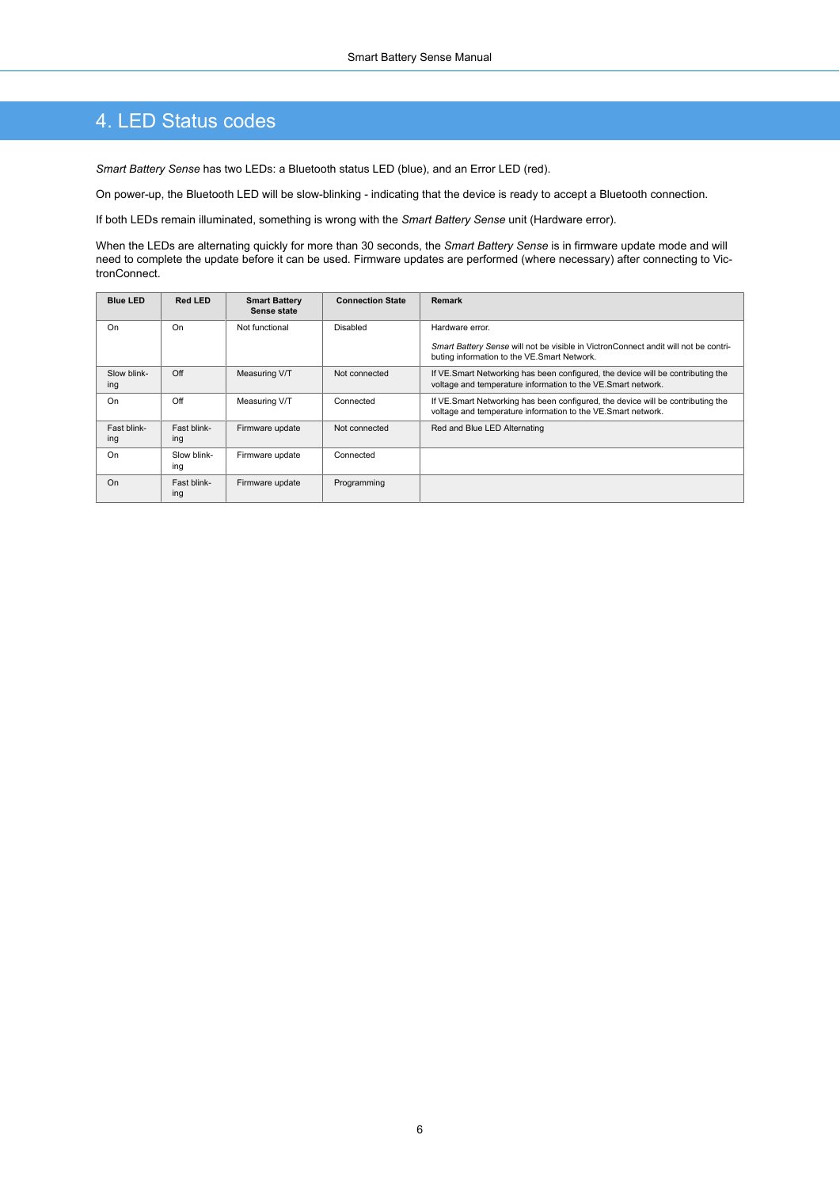# 4. LED Status codes

*Smart Battery Sense* has two LEDs: a Bluetooth status LED (blue), and an Error LED (red).

On power-up, the Bluetooth LED will be slow-blinking - indicating that the device is ready to accept a Bluetooth connection.

If both LEDs remain illuminated, something is wrong with the *Smart Battery Sense* unit (Hardware error).

When the LEDs are alternating quickly for more than 30 seconds, the *Smart Battery Sense* is in firmware update mode and will need to complete the update before it can be used. Firmware updates are performed (where necessary) after connecting to VictronConnect.

| Blue LED | Red LED | Smart Battery Sense state | Connection State | Remark |
|---|---|---|---|---|
| On | On | Not functional | Disabled | Hardware error.<br><br>*Smart Battery Sense* will not be visible in VictronConnect andit will not be contributing information to the VE.Smart Network. |
| Slow blinking | Off | Measuring V/T | Not connected | If VE.Smart Networking has been configured, the device will be contributing the voltage and temperature information to the VE.Smart network. |
| On | Off | Measuring V/T | Connected | If VE.Smart Networking has been configured, the device will be contributing the voltage and temperature information to the VE.Smart network. |
| Fast blinking | Fast blinking | Firmware update | Not connected | Red and Blue LED Alternating |
| On | Slow blinking | Firmware update | Connected | |
| On | Fast blinking | Firmware update | Programming | |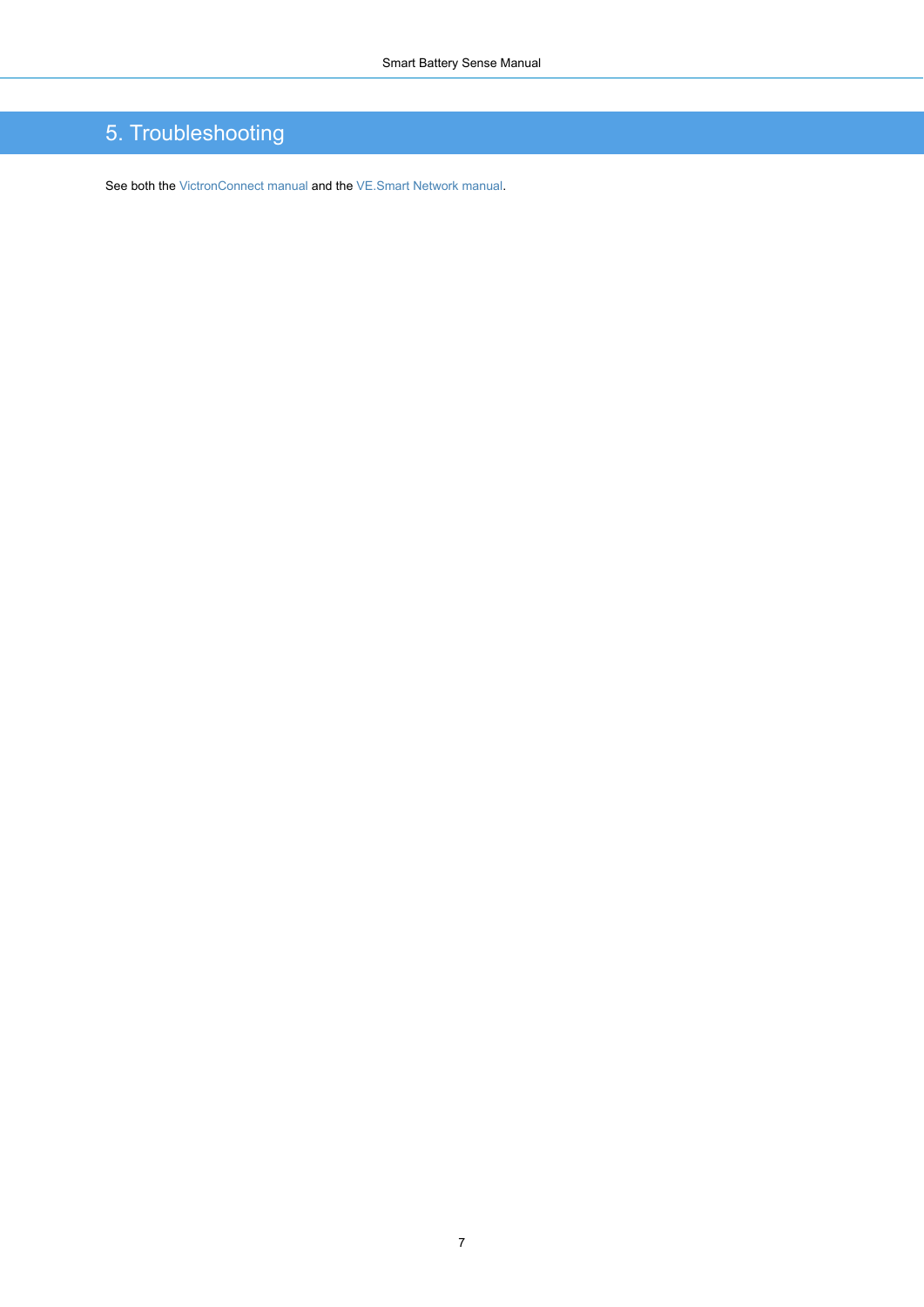# 5. Troubleshooting

See both the VictronConnect manual and the VE.Smart Network manual.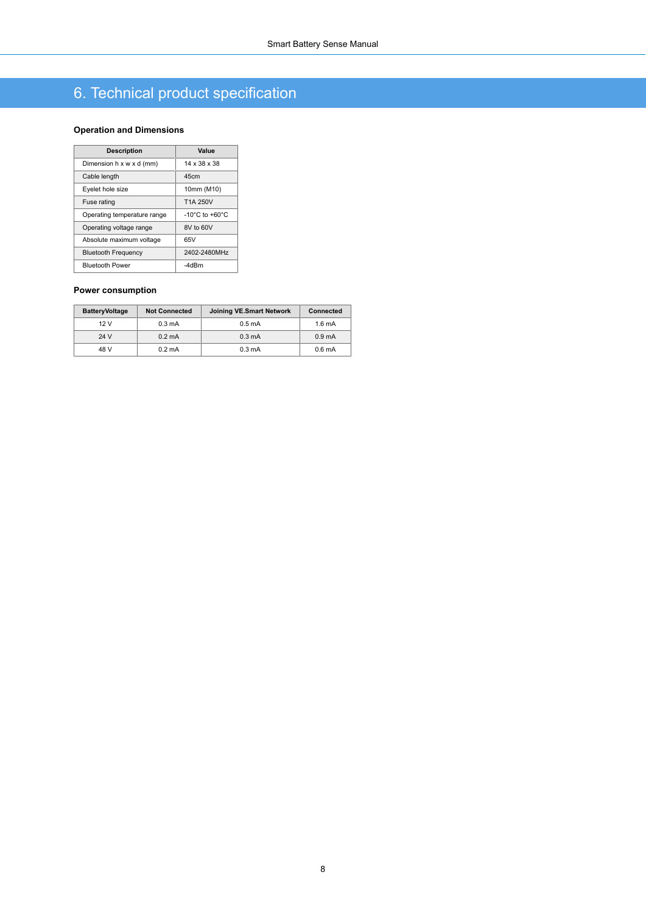# 6. Technical product specification

### Operation and Dimensions

| Description | Value |
|---|---|
| Dimension h x w x d (mm) | 14 x 38 x 38 |
| Cable length | 45cm |
| Eyelet hole size | 10mm (M10) |
| Fuse rating | T1A 250V |
| Operating temperature range | -10°C to +60°C |
| Operating voltage range | 8V to 60V |
| Absolute maximum voltage | 65V |
| Bluetooth Frequency | 2402-2480MHz |
| Bluetooth Power | -4dBm |

### Power consumption

| BatteryVoltage | Not Connected | Joining VE.Smart Network | Connected |
|---|---|---|---|
| 12 V | 0.3 mA | 0.5 mA | 1.6 mA |
| 24 V | 0.2 mA | 0.3 mA | 0.9 mA |
| 48 V | 0.2 mA | 0.3 mA | 0.6 mA |